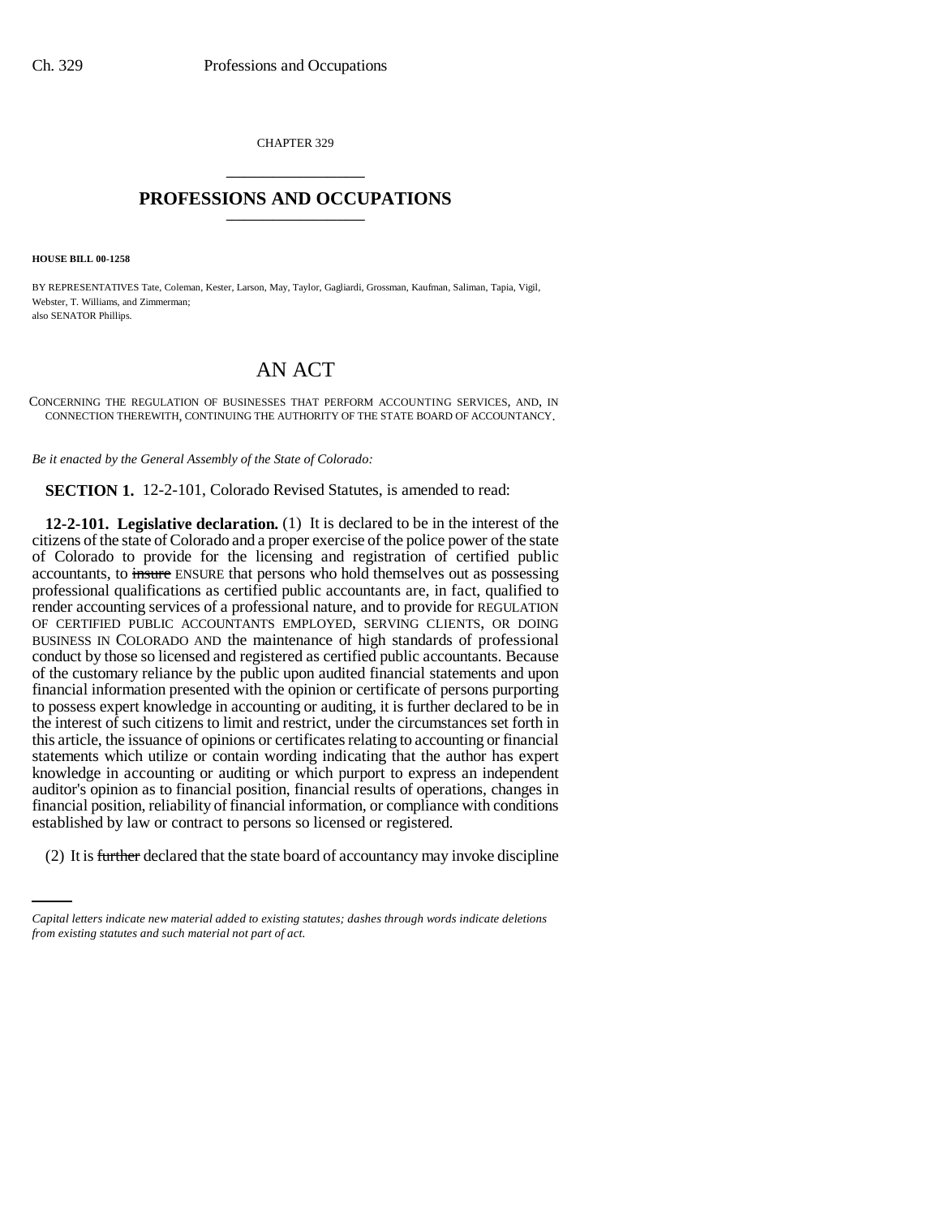CHAPTER 329

# PROFESSIONS AND OCCUPATIONS

**HOUSE BILL 00-1258**

BY REPRESENTATIVES Tate, Coleman, Kester, Larson, May, Taylor, Gagliardi, Grossman, Kaufman, Saliman, Tapia, Vigil, Webster, T. Williams, and Zimmerman;
also SENATOR Phillips.

## AN ACT

CONCERNING THE REGULATION OF BUSINESSES THAT PERFORM ACCOUNTING SERVICES, AND, IN CONNECTION THEREWITH, CONTINUING THE AUTHORITY OF THE STATE BOARD OF ACCOUNTANCY.

*Be it enacted by the General Assembly of the State of Colorado:*

**SECTION 1.** 12-2-101, Colorado Revised Statutes, is amended to read:

**12-2-101. Legislative declaration.** (1) It is declared to be in the interest of the citizens of the state of Colorado and a proper exercise of the police power of the state of Colorado to provide for the licensing and registration of certified public accountants, to ~~insure~~ ENSURE that persons who hold themselves out as possessing professional qualifications as certified public accountants are, in fact, qualified to render accounting services of a professional nature, and to provide for REGULATION OF CERTIFIED PUBLIC ACCOUNTANTS EMPLOYED, SERVING CLIENTS, OR DOING BUSINESS IN COLORADO AND the maintenance of high standards of professional conduct by those so licensed and registered as certified public accountants. Because of the customary reliance by the public upon audited financial statements and upon financial information presented with the opinion or certificate of persons purporting to possess expert knowledge in accounting or auditing, it is further declared to be in the interest of such citizens to limit and restrict, under the circumstances set forth in this article, the issuance of opinions or certificates relating to accounting or financial statements which utilize or contain wording indicating that the author has expert knowledge in accounting or auditing or which purport to express an independent auditor's opinion as to financial position, financial results of operations, changes in financial position, reliability of financial information, or compliance with conditions established by law or contract to persons so licensed or registered.

(2) It is ~~further~~ declared that the state board of accountancy may invoke discipline

*Capital letters indicate new material added to existing statutes; dashes through words indicate deletions from existing statutes and such material not part of act.*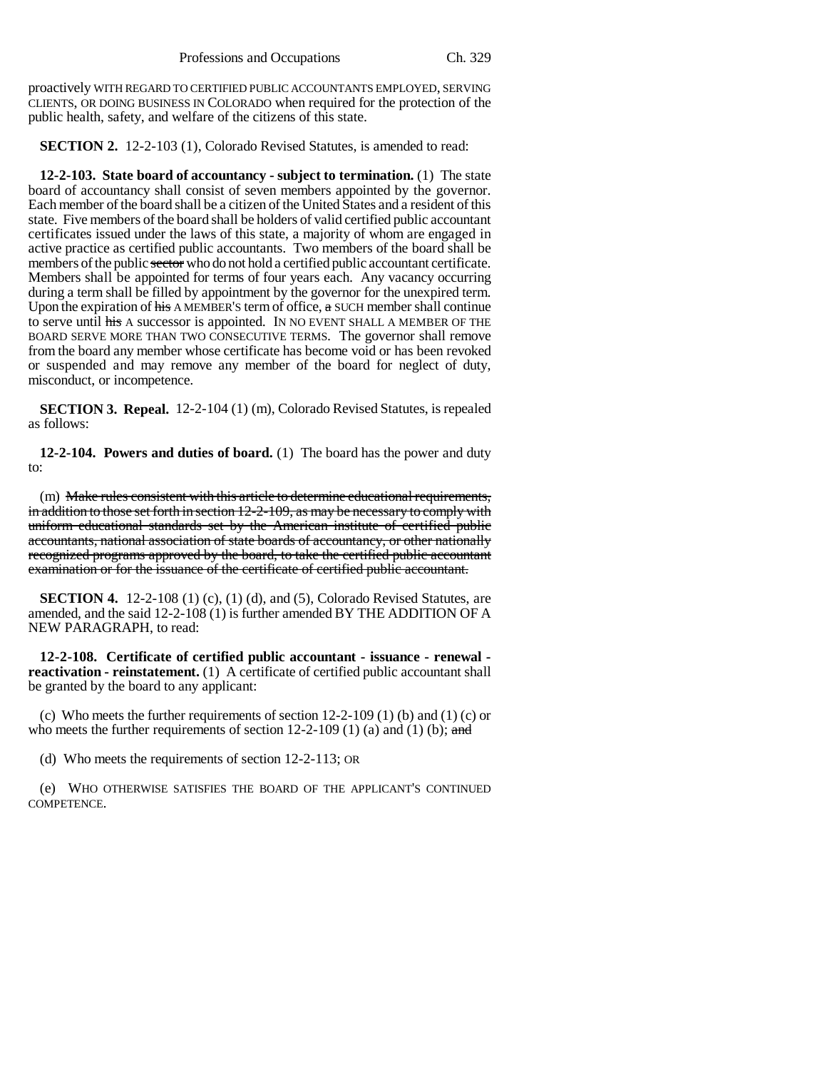proactively WITH REGARD TO CERTIFIED PUBLIC ACCOUNTANTS EMPLOYED, SERVING CLIENTS, OR DOING BUSINESS IN COLORADO when required for the protection of the public health, safety, and welfare of the citizens of this state.

**SECTION 2.** 12-2-103 (1), Colorado Revised Statutes, is amended to read:

**12-2-103. State board of accountancy - subject to termination.** (1) The state board of accountancy shall consist of seven members appointed by the governor. Each member of the board shall be a citizen of the United States and a resident of this state. Five members of the board shall be holders of valid certified public accountant certificates issued under the laws of this state, a majority of whom are engaged in active practice as certified public accountants. Two members of the board shall be members of the public ~~sector~~ who do not hold a certified public accountant certificate. Members shall be appointed for terms of four years each. Any vacancy occurring during a term shall be filled by appointment by the governor for the unexpired term. Upon the expiration of ~~his~~ A MEMBER'S term of office, ~~a~~ SUCH member shall continue to serve until ~~his~~ A successor is appointed. IN NO EVENT SHALL A MEMBER OF THE BOARD SERVE MORE THAN TWO CONSECUTIVE TERMS. The governor shall remove from the board any member whose certificate has become void or has been revoked or suspended and may remove any member of the board for neglect of duty, misconduct, or incompetence.

**SECTION 3. Repeal.** 12-2-104 (1) (m), Colorado Revised Statutes, is repealed as follows:

**12-2-104. Powers and duties of board.** (1) The board has the power and duty to:

(m) ~~Make rules consistent with this article to determine educational requirements, in addition to those set forth in section 12-2-109, as may be necessary to comply with uniform educational standards set by the American institute of certified public accountants, national association of state boards of accountancy, or other nationally recognized programs approved by the board, to take the certified public accountant examination or for the issuance of the certificate of certified public accountant.~~

**SECTION 4.** 12-2-108 (1) (c), (1) (d), and (5), Colorado Revised Statutes, are amended, and the said 12-2-108 (1) is further amended BY THE ADDITION OF A NEW PARAGRAPH, to read:

**12-2-108. Certificate of certified public accountant - issuance - renewal - reactivation - reinstatement.** (1) A certificate of certified public accountant shall be granted by the board to any applicant:

(c) Who meets the further requirements of section 12-2-109 (1) (b) and (1) (c) or who meets the further requirements of section 12-2-109 (1) (a) and (1) (b); ~~and~~

(d) Who meets the requirements of section 12-2-113; OR

(e) WHO OTHERWISE SATISFIES THE BOARD OF THE APPLICANT'S CONTINUED COMPETENCE.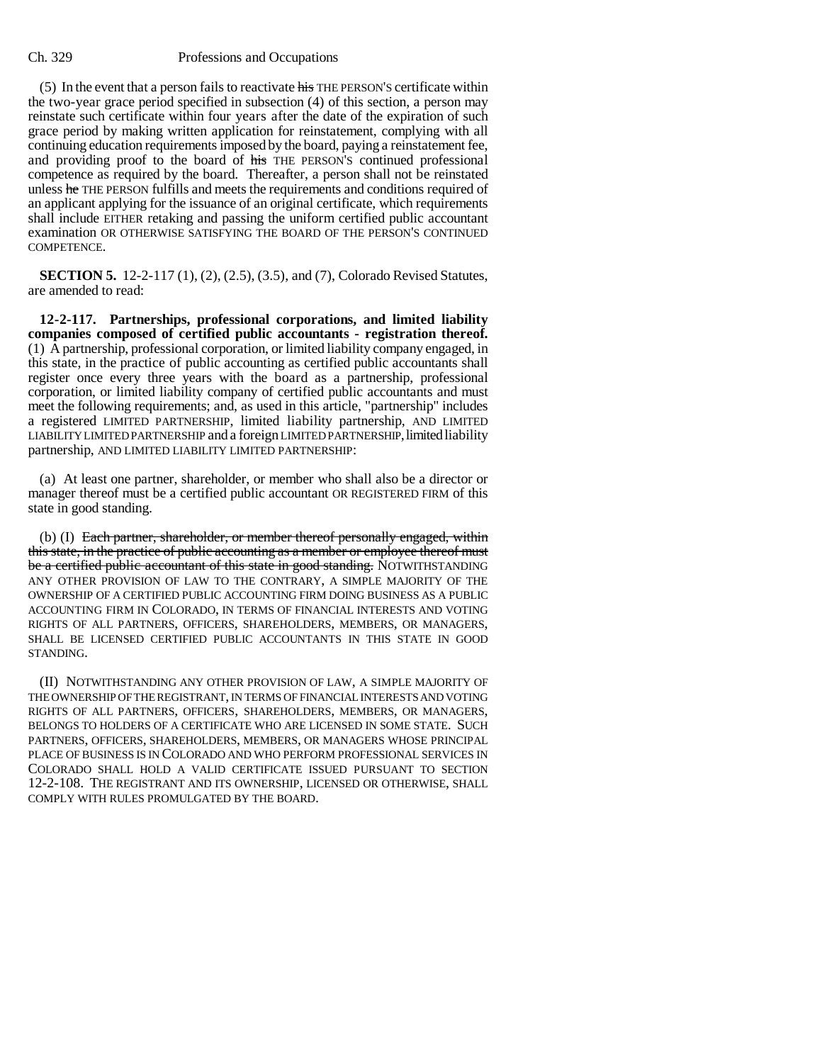(5) In the event that a person fails to reactivate ~~his~~ THE PERSON'S certificate within the two-year grace period specified in subsection (4) of this section, a person may reinstate such certificate within four years after the date of the expiration of such grace period by making written application for reinstatement, complying with all continuing education requirements imposed by the board, paying a reinstatement fee, and providing proof to the board of ~~his~~ THE PERSON'S continued professional competence as required by the board. Thereafter, a person shall not be reinstated unless ~~he~~ THE PERSON fulfills and meets the requirements and conditions required of an applicant applying for the issuance of an original certificate, which requirements shall include EITHER retaking and passing the uniform certified public accountant examination OR OTHERWISE SATISFYING THE BOARD OF THE PERSON'S CONTINUED COMPETENCE.

**SECTION 5.** 12-2-117 (1), (2), (2.5), (3.5), and (7), Colorado Revised Statutes, are amended to read:

**12-2-117. Partnerships, professional corporations, and limited liability companies composed of certified public accountants - registration thereof.** (1) A partnership, professional corporation, or limited liability company engaged, in this state, in the practice of public accounting as certified public accountants shall register once every three years with the board as a partnership, professional corporation, or limited liability company of certified public accountants and must meet the following requirements; and, as used in this article, "partnership" includes a registered LIMITED PARTNERSHIP, limited liability partnership, AND LIMITED LIABILITY LIMITED PARTNERSHIP and a foreign LIMITED PARTNERSHIP, limited liability partnership, AND LIMITED LIABILITY LIMITED PARTNERSHIP:

(a) At least one partner, shareholder, or member who shall also be a director or manager thereof must be a certified public accountant OR REGISTERED FIRM of this state in good standing.

(b) (I) ~~Each partner, shareholder, or member thereof personally engaged, within this state, in the practice of public accounting as a member or employee thereof must be a certified public accountant of this state in good standing.~~ NOTWITHSTANDING ANY OTHER PROVISION OF LAW TO THE CONTRARY, A SIMPLE MAJORITY OF THE OWNERSHIP OF A CERTIFIED PUBLIC ACCOUNTING FIRM DOING BUSINESS AS A PUBLIC ACCOUNTING FIRM IN COLORADO, IN TERMS OF FINANCIAL INTERESTS AND VOTING RIGHTS OF ALL PARTNERS, OFFICERS, SHAREHOLDERS, MEMBERS, OR MANAGERS, SHALL BE LICENSED CERTIFIED PUBLIC ACCOUNTANTS IN THIS STATE IN GOOD STANDING.

(II) NOTWITHSTANDING ANY OTHER PROVISION OF LAW, A SIMPLE MAJORITY OF THE OWNERSHIP OF THE REGISTRANT, IN TERMS OF FINANCIAL INTERESTS AND VOTING RIGHTS OF ALL PARTNERS, OFFICERS, SHAREHOLDERS, MEMBERS, OR MANAGERS, BELONGS TO HOLDERS OF A CERTIFICATE WHO ARE LICENSED IN SOME STATE. SUCH PARTNERS, OFFICERS, SHAREHOLDERS, MEMBERS, OR MANAGERS WHOSE PRINCIPAL PLACE OF BUSINESS IS IN COLORADO AND WHO PERFORM PROFESSIONAL SERVICES IN COLORADO SHALL HOLD A VALID CERTIFICATE ISSUED PURSUANT TO SECTION 12-2-108. THE REGISTRANT AND ITS OWNERSHIP, LICENSED OR OTHERWISE, SHALL COMPLY WITH RULES PROMULGATED BY THE BOARD.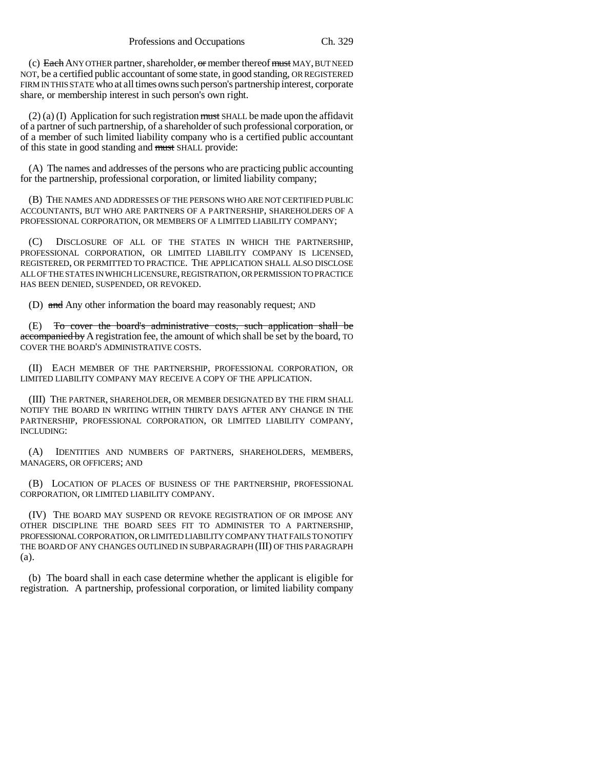(c) ~~Each~~ ANY OTHER partner, shareholder, ~~or~~ member thereof ~~must~~ MAY, BUT NEED NOT, be a certified public accountant of some state, in good standing, OR REGISTERED FIRM IN THIS STATE who at all times owns such person's partnership interest, corporate share, or membership interest in such person's own right.

(2) (a) (I) Application for such registration ~~must~~ SHALL be made upon the affidavit of a partner of such partnership, of a shareholder of such professional corporation, or of a member of such limited liability company who is a certified public accountant of this state in good standing and ~~must~~ SHALL provide:

(A) The names and addresses of the persons who are practicing public accounting for the partnership, professional corporation, or limited liability company;

(B) THE NAMES AND ADDRESSES OF THE PERSONS WHO ARE NOT CERTIFIED PUBLIC ACCOUNTANTS, BUT WHO ARE PARTNERS OF A PARTNERSHIP, SHAREHOLDERS OF A PROFESSIONAL CORPORATION, OR MEMBERS OF A LIMITED LIABILITY COMPANY;

(C) DISCLOSURE OF ALL OF THE STATES IN WHICH THE PARTNERSHIP, PROFESSIONAL CORPORATION, OR LIMITED LIABILITY COMPANY IS LICENSED, REGISTERED, OR PERMITTED TO PRACTICE. THE APPLICATION SHALL ALSO DISCLOSE ALL OF THE STATES IN WHICH LICENSURE, REGISTRATION, OR PERMISSION TO PRACTICE HAS BEEN DENIED, SUSPENDED, OR REVOKED.

(D) ~~and~~ Any other information the board may reasonably request; AND

(E) ~~To cover the board's administrative costs, such application shall be accompanied by~~ A registration fee, the amount of which shall be set by the board, TO COVER THE BOARD'S ADMINISTRATIVE COSTS.

(II) EACH MEMBER OF THE PARTNERSHIP, PROFESSIONAL CORPORATION, OR LIMITED LIABILITY COMPANY MAY RECEIVE A COPY OF THE APPLICATION.

(III) THE PARTNER, SHAREHOLDER, OR MEMBER DESIGNATED BY THE FIRM SHALL NOTIFY THE BOARD IN WRITING WITHIN THIRTY DAYS AFTER ANY CHANGE IN THE PARTNERSHIP, PROFESSIONAL CORPORATION, OR LIMITED LIABILITY COMPANY, INCLUDING:

(A) IDENTITIES AND NUMBERS OF PARTNERS, SHAREHOLDERS, MEMBERS, MANAGERS, OR OFFICERS; AND

(B) LOCATION OF PLACES OF BUSINESS OF THE PARTNERSHIP, PROFESSIONAL CORPORATION, OR LIMITED LIABILITY COMPANY.

(IV) THE BOARD MAY SUSPEND OR REVOKE REGISTRATION OF OR IMPOSE ANY OTHER DISCIPLINE THE BOARD SEES FIT TO ADMINISTER TO A PARTNERSHIP, PROFESSIONAL CORPORATION, OR LIMITED LIABILITY COMPANY THAT FAILS TO NOTIFY THE BOARD OF ANY CHANGES OUTLINED IN SUBPARAGRAPH (III) OF THIS PARAGRAPH (a).

(b) The board shall in each case determine whether the applicant is eligible for registration. A partnership, professional corporation, or limited liability company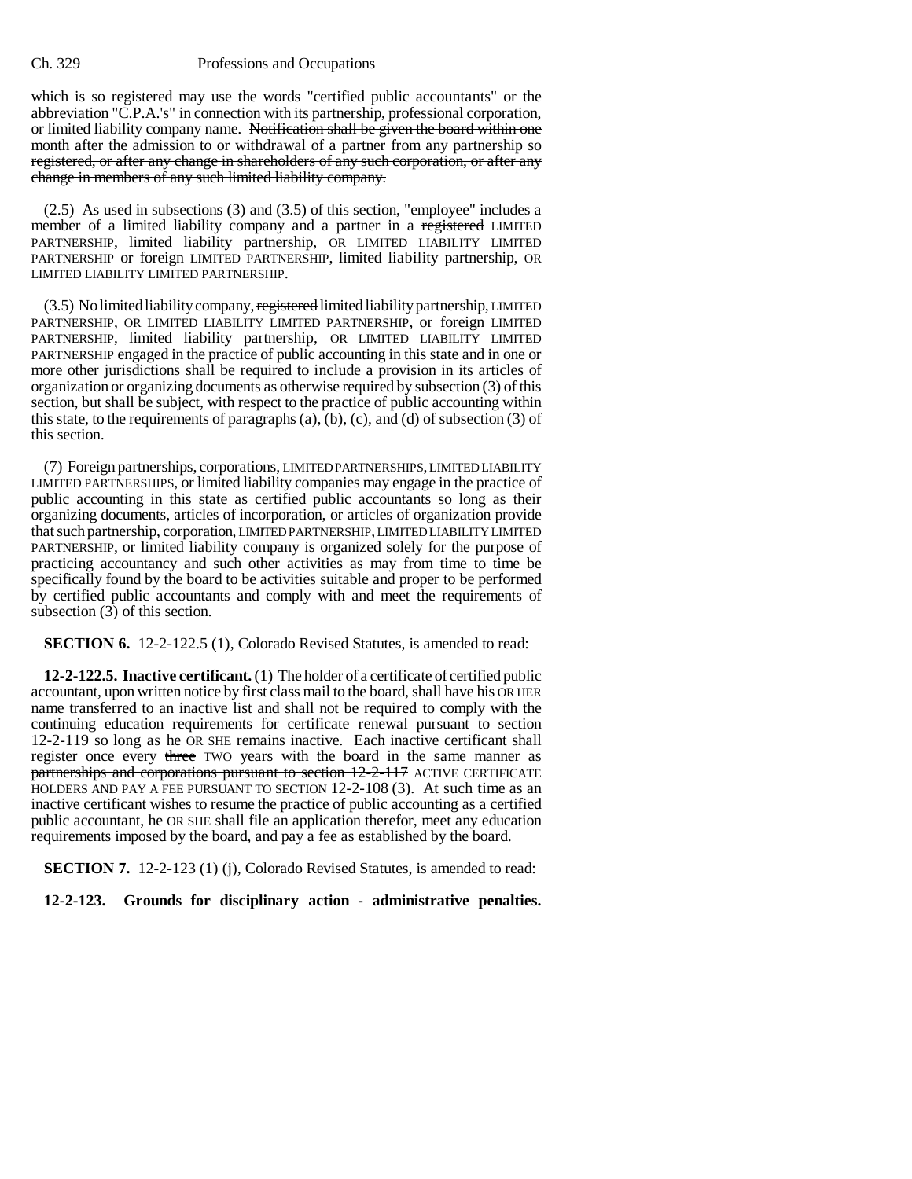which is so registered may use the words "certified public accountants" or the abbreviation "C.P.A.'s" in connection with its partnership, professional corporation, or limited liability company name. ~~Notification shall be given the board within one month after the admission to or withdrawal of a partner from any partnership so registered, or after any change in shareholders of any such corporation, or after any change in members of any such limited liability company.~~

(2.5) As used in subsections (3) and (3.5) of this section, "employee" includes a member of a limited liability company and a partner in a ~~registered~~ LIMITED PARTNERSHIP, limited liability partnership, OR LIMITED LIABILITY LIMITED PARTNERSHIP or foreign LIMITED PARTNERSHIP, limited liability partnership, OR LIMITED LIABILITY LIMITED PARTNERSHIP.

(3.5) No limited liability company, ~~registered~~ limited liability partnership, LIMITED PARTNERSHIP, OR LIMITED LIABILITY LIMITED PARTNERSHIP, or foreign LIMITED PARTNERSHIP, limited liability partnership, OR LIMITED LIABILITY LIMITED PARTNERSHIP engaged in the practice of public accounting in this state and in one or more other jurisdictions shall be required to include a provision in its articles of organization or organizing documents as otherwise required by subsection (3) of this section, but shall be subject, with respect to the practice of public accounting within this state, to the requirements of paragraphs (a), (b), (c), and (d) of subsection (3) of this section.

(7) Foreign partnerships, corporations, LIMITED PARTNERSHIPS, LIMITED LIABILITY LIMITED PARTNERSHIPS, or limited liability companies may engage in the practice of public accounting in this state as certified public accountants so long as their organizing documents, articles of incorporation, or articles of organization provide that such partnership, corporation, LIMITED PARTNERSHIP, LIMITED LIABILITY LIMITED PARTNERSHIP, or limited liability company is organized solely for the purpose of practicing accountancy and such other activities as may from time to time be specifically found by the board to be activities suitable and proper to be performed by certified public accountants and comply with and meet the requirements of subsection (3) of this section.

**SECTION 6.** 12-2-122.5 (1), Colorado Revised Statutes, is amended to read:

**12-2-122.5. Inactive certificant.** (1) The holder of a certificate of certified public accountant, upon written notice by first class mail to the board, shall have his OR HER name transferred to an inactive list and shall not be required to comply with the continuing education requirements for certificate renewal pursuant to section 12-2-119 so long as he OR SHE remains inactive. Each inactive certificant shall register once every ~~three~~ TWO years with the board in the same manner as ~~partnerships and corporations pursuant to section 12-2-117~~ ACTIVE CERTIFICATE HOLDERS AND PAY A FEE PURSUANT TO SECTION 12-2-108 (3). At such time as an inactive certificant wishes to resume the practice of public accounting as a certified public accountant, he OR SHE shall file an application therefor, meet any education requirements imposed by the board, and pay a fee as established by the board.

**SECTION 7.** 12-2-123 (1) (j), Colorado Revised Statutes, is amended to read:

**12-2-123. Grounds for disciplinary action - administrative penalties.**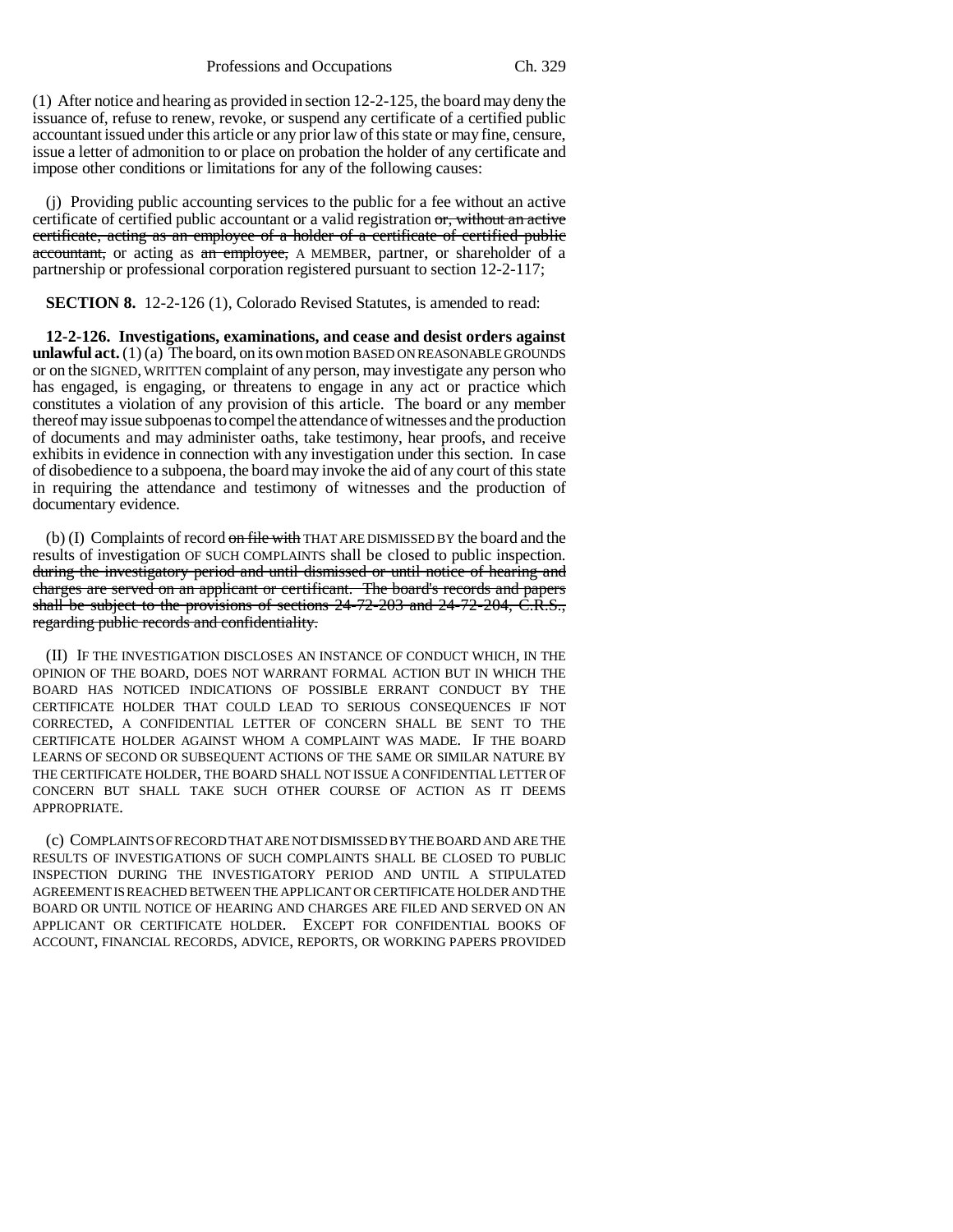(1) After notice and hearing as provided in section 12-2-125, the board may deny the issuance of, refuse to renew, revoke, or suspend any certificate of a certified public accountant issued under this article or any prior law of this state or may fine, censure, issue a letter of admonition to or place on probation the holder of any certificate and impose other conditions or limitations for any of the following causes:

(j) Providing public accounting services to the public for a fee without an active certificate of certified public accountant or a valid registration ~~or, without an active certificate, acting as an employee of a holder of a certificate of certified public accountant,~~ or acting as ~~an employee,~~ A MEMBER, partner, or shareholder of a partnership or professional corporation registered pursuant to section 12-2-117;

**SECTION 8.** 12-2-126 (1), Colorado Revised Statutes, is amended to read:

**12-2-126. Investigations, examinations, and cease and desist orders against unlawful act.** (1) (a) The board, on its own motion BASED ON REASONABLE GROUNDS or on the SIGNED, WRITTEN complaint of any person, may investigate any person who has engaged, is engaging, or threatens to engage in any act or practice which constitutes a violation of any provision of this article. The board or any member thereof may issue subpoenas to compel the attendance of witnesses and the production of documents and may administer oaths, take testimony, hear proofs, and receive exhibits in evidence in connection with any investigation under this section. In case of disobedience to a subpoena, the board may invoke the aid of any court of this state in requiring the attendance and testimony of witnesses and the production of documentary evidence.

(b) (I) Complaints of record ~~on file with~~ THAT ARE DISMISSED BY the board and the results of investigation OF SUCH COMPLAINTS shall be closed to public inspection. ~~during the investigatory period and until dismissed or until notice of hearing and charges are served on an applicant or certificant. The board's records and papers shall be subject to the provisions of sections 24-72-203 and 24-72-204, C.R.S., regarding public records and confidentiality.~~

(II) IF THE INVESTIGATION DISCLOSES AN INSTANCE OF CONDUCT WHICH, IN THE OPINION OF THE BOARD, DOES NOT WARRANT FORMAL ACTION BUT IN WHICH THE BOARD HAS NOTICED INDICATIONS OF POSSIBLE ERRANT CONDUCT BY THE CERTIFICATE HOLDER THAT COULD LEAD TO SERIOUS CONSEQUENCES IF NOT CORRECTED, A CONFIDENTIAL LETTER OF CONCERN SHALL BE SENT TO THE CERTIFICATE HOLDER AGAINST WHOM A COMPLAINT WAS MADE. IF THE BOARD LEARNS OF SECOND OR SUBSEQUENT ACTIONS OF THE SAME OR SIMILAR NATURE BY THE CERTIFICATE HOLDER, THE BOARD SHALL NOT ISSUE A CONFIDENTIAL LETTER OF CONCERN BUT SHALL TAKE SUCH OTHER COURSE OF ACTION AS IT DEEMS APPROPRIATE.

(c) COMPLAINTS OF RECORD THAT ARE NOT DISMISSED BY THE BOARD AND ARE THE RESULTS OF INVESTIGATIONS OF SUCH COMPLAINTS SHALL BE CLOSED TO PUBLIC INSPECTION DURING THE INVESTIGATORY PERIOD AND UNTIL A STIPULATED AGREEMENT IS REACHED BETWEEN THE APPLICANT OR CERTIFICATE HOLDER AND THE BOARD OR UNTIL NOTICE OF HEARING AND CHARGES ARE FILED AND SERVED ON AN APPLICANT OR CERTIFICATE HOLDER. EXCEPT FOR CONFIDENTIAL BOOKS OF ACCOUNT, FINANCIAL RECORDS, ADVICE, REPORTS, OR WORKING PAPERS PROVIDED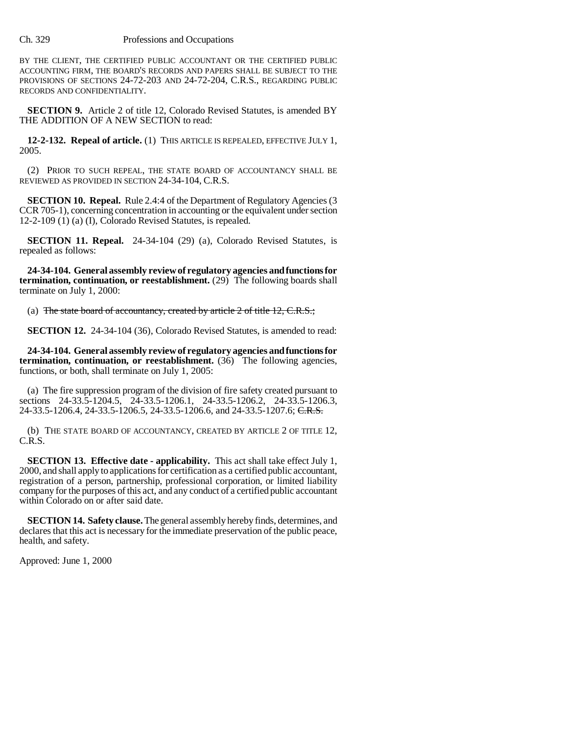BY THE CLIENT, THE CERTIFIED PUBLIC ACCOUNTANT OR THE CERTIFIED PUBLIC ACCOUNTING FIRM, THE BOARD'S RECORDS AND PAPERS SHALL BE SUBJECT TO THE PROVISIONS OF SECTIONS 24-72-203 AND 24-72-204, C.R.S., REGARDING PUBLIC RECORDS AND CONFIDENTIALITY.

**SECTION 9.** Article 2 of title 12, Colorado Revised Statutes, is amended BY THE ADDITION OF A NEW SECTION to read:

**12-2-132. Repeal of article.** (1) THIS ARTICLE IS REPEALED, EFFECTIVE JULY 1, 2005.

(2) PRIOR TO SUCH REPEAL, THE STATE BOARD OF ACCOUNTANCY SHALL BE REVIEWED AS PROVIDED IN SECTION 24-34-104, C.R.S.

**SECTION 10. Repeal.** Rule 2.4:4 of the Department of Regulatory Agencies (3 CCR 705-1), concerning concentration in accounting or the equivalent under section 12-2-109 (1) (a) (I), Colorado Revised Statutes, is repealed.

**SECTION 11. Repeal.** 24-34-104 (29) (a), Colorado Revised Statutes, is repealed as follows:

**24-34-104. General assembly review of regulatory agencies and functions for termination, continuation, or reestablishment.** (29) The following boards shall terminate on July 1, 2000:

(a) ~~The state board of accountancy, created by article 2 of title 12, C.R.S.;~~

**SECTION 12.** 24-34-104 (36), Colorado Revised Statutes, is amended to read:

**24-34-104. General assembly review of regulatory agencies and functions for termination, continuation, or reestablishment.** (36) The following agencies, functions, or both, shall terminate on July 1, 2005:

(a) The fire suppression program of the division of fire safety created pursuant to sections 24-33.5-1204.5, 24-33.5-1206.1, 24-33.5-1206.2, 24-33.5-1206.3, 24-33.5-1206.4, 24-33.5-1206.5, 24-33.5-1206.6, and 24-33.5-1207.6; ~~C.R.S.~~

(b) THE STATE BOARD OF ACCOUNTANCY, CREATED BY ARTICLE 2 OF TITLE 12, C.R.S.

**SECTION 13. Effective date - applicability.** This act shall take effect July 1, 2000, and shall apply to applications for certification as a certified public accountant, registration of a person, partnership, professional corporation, or limited liability company for the purposes of this act, and any conduct of a certified public accountant within Colorado on or after said date.

**SECTION 14. Safety clause.** The general assembly hereby finds, determines, and declares that this act is necessary for the immediate preservation of the public peace, health, and safety.

Approved: June 1, 2000